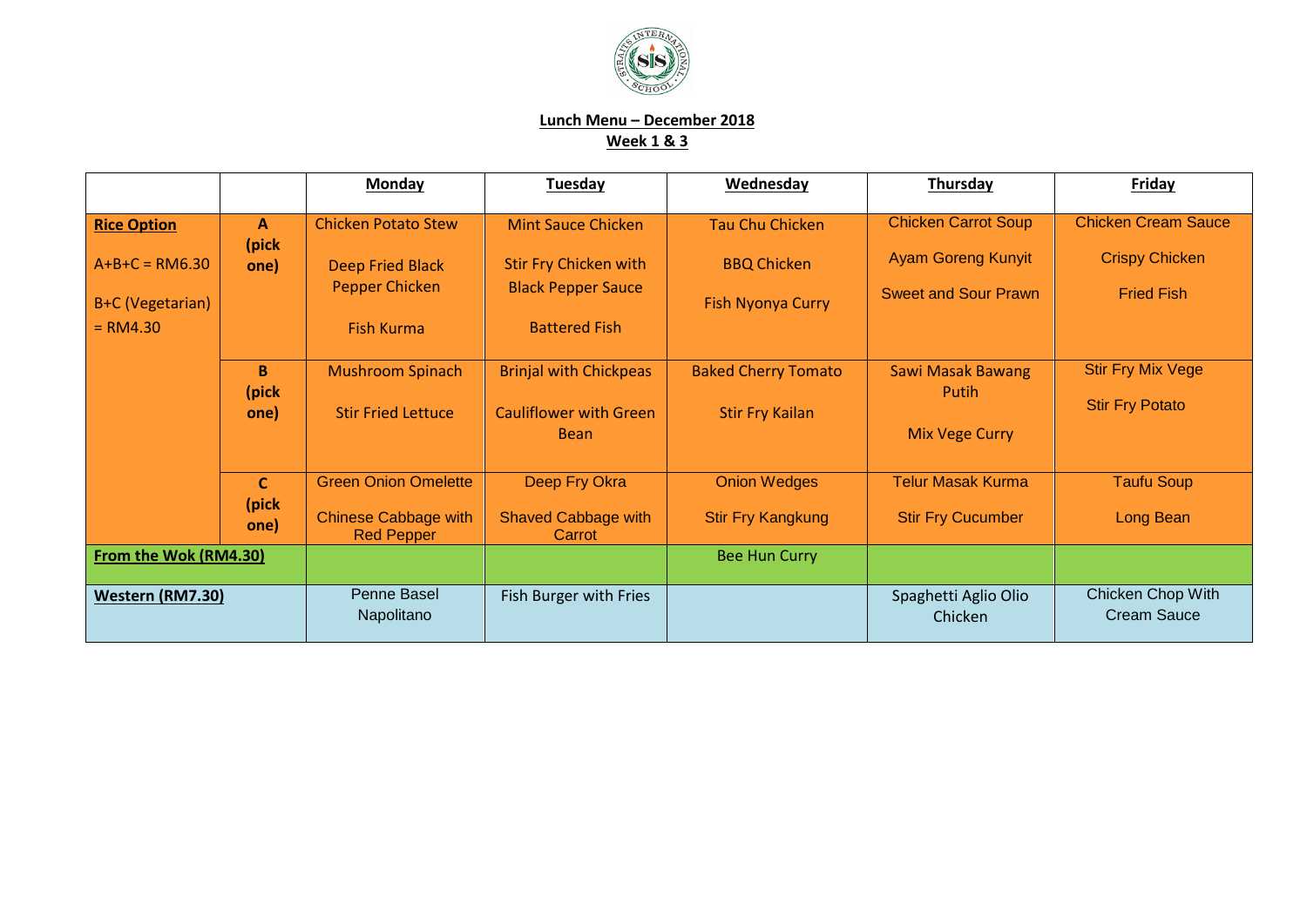**Lunch Menu – December 2018**

**Week 1 & 3**

| | | **Monday** | **Tuesday** | **Wednesday** | **Thursday** | **Friday** |
|---|---|---|---|---|---|---|
| **Rice Option**<br><br>A+B+C = RM6.30<br><br>B+C (Vegetarian) = RM4.30 | **A (pick one)** | Chicken Potato Stew<br><br>Deep Fried Black Pepper Chicken<br><br>Fish Kurma | Mint Sauce Chicken<br><br>Stir Fry Chicken with Black Pepper Sauce<br><br>Battered Fish | Tau Chu Chicken<br><br>BBQ Chicken<br><br>Fish Nyonya Curry | Chicken Carrot Soup<br><br>Ayam Goreng Kunyit<br><br>Sweet and Sour Prawn | Chicken Cream Sauce<br><br>Crispy Chicken<br><br>Fried Fish |
| | **B (pick one)** | Mushroom Spinach<br><br>Stir Fried Lettuce | Brinjal with Chickpeas<br><br>Cauliflower with Green Bean | Baked Cherry Tomato<br><br>Stir Fry Kailan | Sawi Masak Bawang Putih<br><br>Mix Vege Curry | Stir Fry Mix Vege<br><br>Stir Fry Potato |
| | **C (pick one)** | Green Onion Omelette<br><br>Chinese Cabbage with Red Pepper | Deep Fry Okra<br><br>Shaved Cabbage with Carrot | Onion Wedges<br><br>Stir Fry Kangkung | Telur Masak Kurma<br><br>Stir Fry Cucumber | Taufu Soup<br><br>Long Bean |
| **From the Wok (RM4.30)** | | | | Bee Hun Curry | | |
| **Western (RM7.30)** | | Penne Basel Napolitano | Fish Burger with Fries | | Spaghetti Aglio Olio Chicken | Chicken Chop With Cream Sauce |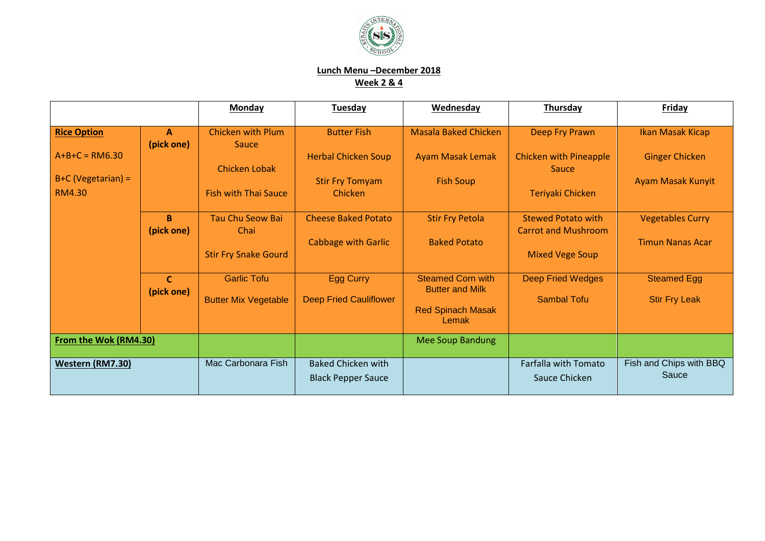**Lunch Menu –December 2018**

**Week 2 & 4**

| | | Monday | Tuesday | Wednesday | Thursday | Friday |
|---|---|---|---|---|---|---|
| **Rice Option**<br><br>A+B+C = RM6.30<br><br>B+C (Vegetarian) = RM4.30 | **A (pick one)** | Chicken with Plum Sauce<br><br>Chicken Lobak<br><br>Fish with Thai Sauce | Butter Fish<br><br>Herbal Chicken Soup<br><br>Stir Fry Tomyam Chicken | Masala Baked Chicken<br><br>Ayam Masak Lemak<br><br>Fish Soup | Deep Fry Prawn<br><br>Chicken with Pineapple Sauce<br><br>Teriyaki Chicken | Ikan Masak Kicap<br><br>Ginger Chicken<br><br>Ayam Masak Kunyit |
| | **B (pick one)** | Tau Chu Seow Bai Chai<br><br>Stir Fry Snake Gourd | Cheese Baked Potato<br><br>Cabbage with Garlic | Stir Fry Petola<br><br>Baked Potato | Stewed Potato with Carrot and Mushroom<br><br>Mixed Vege Soup | Vegetables Curry<br><br>Timun Nanas Acar |
| | **C (pick one)** | Garlic Tofu<br><br>Butter Mix Vegetable | Egg Curry<br><br>Deep Fried Cauliflower | Steamed Corn with Butter and Milk<br><br>Red Spinach Masak Lemak | Deep Fried Wedges<br><br>Sambal Tofu | Steamed Egg<br><br>Stir Fry Leak |
| **From the Wok (RM4.30)** | | | | Mee Soup Bandung | | |
| **Western (RM7.30)** | | Mac Carbonara Fish | Baked Chicken with Black Pepper Sauce | | Farfalla with Tomato Sauce Chicken | Fish and Chips with BBQ Sauce |